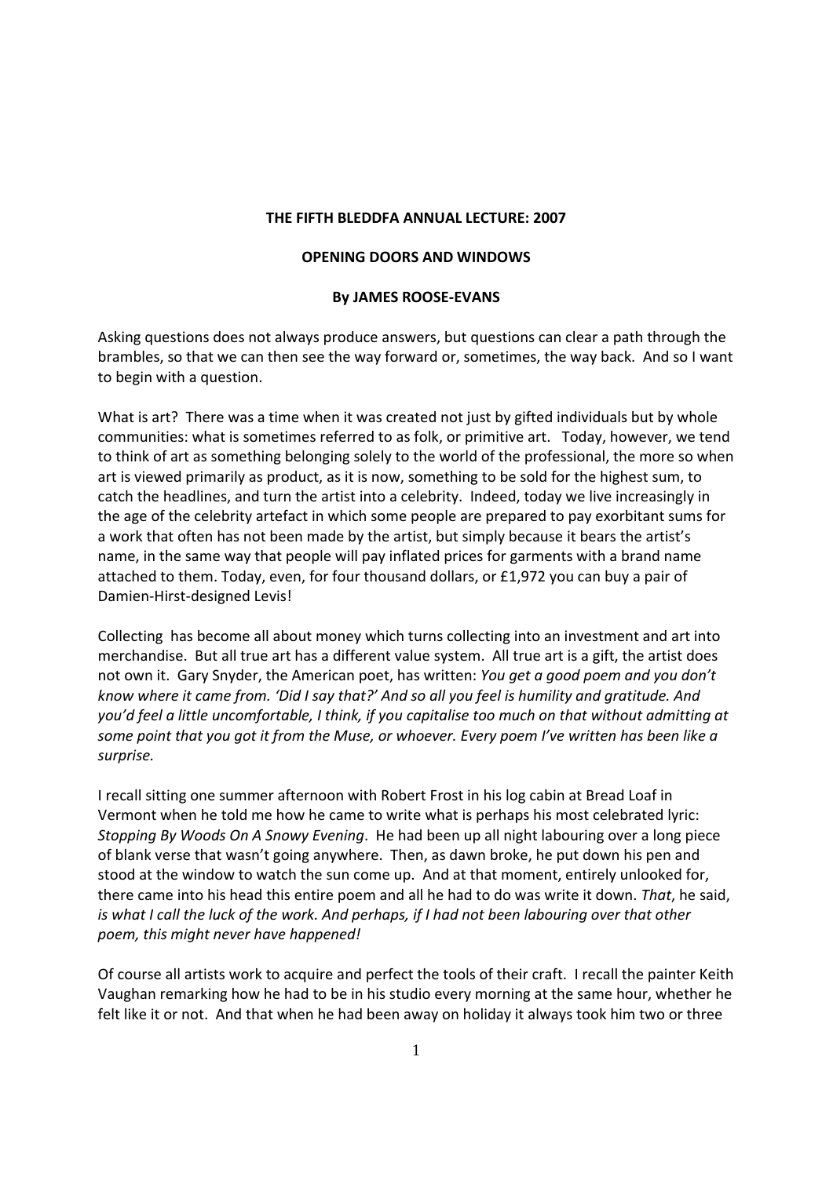**THE FIFTH BLEDDFA ANNUAL LECTURE: 2007**

**OPENING DOORS AND WINDOWS**

**By JAMES ROOSE-EVANS**

Asking questions does not always produce answers, but questions can clear a path through the brambles, so that we can then see the way forward or, sometimes, the way back. And so I want to begin with a question.

What is art? There was a time when it was created not just by gifted individuals but by whole communities: what is sometimes referred to as folk, or primitive art. Today, however, we tend to think of art as something belonging solely to the world of the professional, the more so when art is viewed primarily as product, as it is now, something to be sold for the highest sum, to catch the headlines, and turn the artist into a celebrity. Indeed, today we live increasingly in the age of the celebrity artefact in which some people are prepared to pay exorbitant sums for a work that often has not been made by the artist, but simply because it bears the artist's name, in the same way that people will pay inflated prices for garments with a brand name attached to them. Today, even, for four thousand dollars, or £1,972 you can buy a pair of Damien-Hirst-designed Levis!

Collecting has become all about money which turns collecting into an investment and art into merchandise. But all true art has a different value system. All true art is a gift, the artist does not own it. Gary Snyder, the American poet, has written: *You get a good poem and you don't know where it came from. 'Did I say that?' And so all you feel is humility and gratitude. And you'd feel a little uncomfortable, I think, if you capitalise too much on that without admitting at some point that you got it from the Muse, or whoever. Every poem I've written has been like a surprise.*

I recall sitting one summer afternoon with Robert Frost in his log cabin at Bread Loaf in Vermont when he told me how he came to write what is perhaps his most celebrated lyric: *Stopping By Woods On A Snowy Evening*. He had been up all night labouring over a long piece of blank verse that wasn't going anywhere. Then, as dawn broke, he put down his pen and stood at the window to watch the sun come up. And at that moment, entirely unlooked for, there came into his head this entire poem and all he had to do was write it down. *That*, he said, *is what I call the luck of the work. And perhaps, if I had not been labouring over that other poem, this might never have happened!*

Of course all artists work to acquire and perfect the tools of their craft. I recall the painter Keith Vaughan remarking how he had to be in his studio every morning at the same hour, whether he felt like it or not. And that when he had been away on holiday it always took him two or three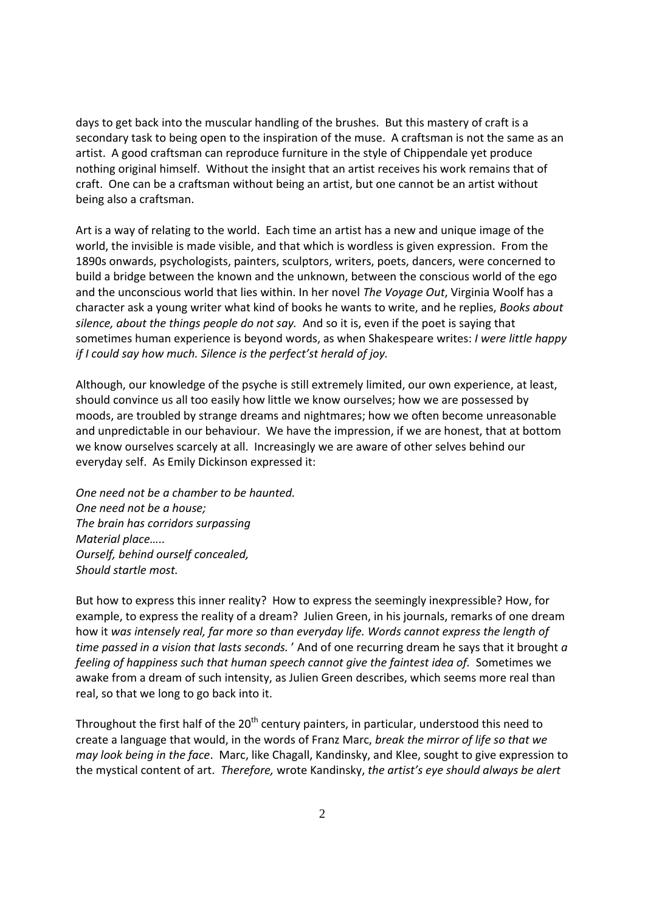days to get back into the muscular handling of the brushes. But this mastery of craft is a secondary task to being open to the inspiration of the muse. A craftsman is not the same as an artist. A good craftsman can reproduce furniture in the style of Chippendale yet produce nothing original himself. Without the insight that an artist receives his work remains that of craft. One can be a craftsman without being an artist, but one cannot be an artist without being also a craftsman.

Art is a way of relating to the world. Each time an artist has a new and unique image of the world, the invisible is made visible, and that which is wordless is given expression. From the 1890s onwards, psychologists, painters, sculptors, writers, poets, dancers, were concerned to build a bridge between the known and the unknown, between the conscious world of the ego and the unconscious world that lies within. In her novel *The Voyage Out*, Virginia Woolf has a character ask a young writer what kind of books he wants to write, and he replies, *Books about silence, about the things people do not say.* And so it is, even if the poet is saying that sometimes human experience is beyond words, as when Shakespeare writes: *I were little happy if I could say how much. Silence is the perfect'st herald of joy.*

Although, our knowledge of the psyche is still extremely limited, our own experience, at least, should convince us all too easily how little we know ourselves; how we are possessed by moods, are troubled by strange dreams and nightmares; how we often become unreasonable and unpredictable in our behaviour. We have the impression, if we are honest, that at bottom we know ourselves scarcely at all. Increasingly we are aware of other selves behind our everyday self. As Emily Dickinson expressed it:

*One need not be a chamber to be haunted.*
*One need not be a house;*
*The brain has corridors surpassing*
*Material place…..*
*Ourself, behind ourself concealed,*
*Should startle most.*

But how to express this inner reality? How to express the seemingly inexpressible? How, for example, to express the reality of a dream? Julien Green, in his journals, remarks of one dream how it *was intensely real, far more so than everyday life. Words cannot express the length of time passed in a vision that lasts seconds.* ' And of one recurring dream he says that it brought *a feeling of happiness such that human speech cannot give the faintest idea of.* Sometimes we awake from a dream of such intensity, as Julien Green describes, which seems more real than real, so that we long to go back into it.

Throughout the first half of the 20th century painters, in particular, understood this need to create a language that would, in the words of Franz Marc, *break the mirror of life so that we may look being in the face*. Marc, like Chagall, Kandinsky, and Klee, sought to give expression to the mystical content of art. *Therefore,* wrote Kandinsky, *the artist's eye should always be alert*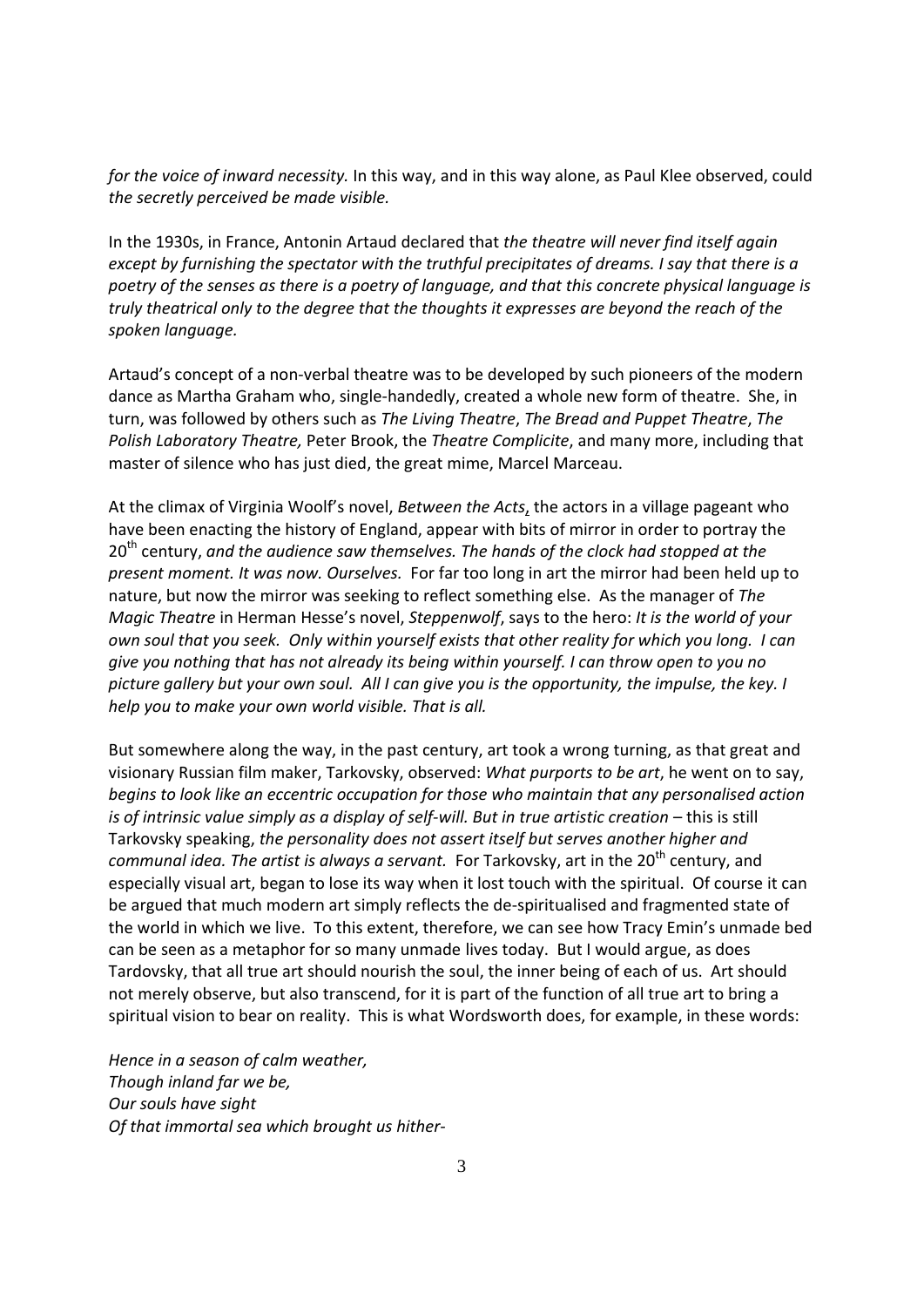*for the voice of inward necessity.* In this way, and in this way alone, as Paul Klee observed, could *the secretly perceived be made visible.*

In the 1930s, in France, Antonin Artaud declared that *the theatre will never find itself again except by furnishing the spectator with the truthful precipitates of dreams. I say that there is a poetry of the senses as there is a poetry of language, and that this concrete physical language is truly theatrical only to the degree that the thoughts it expresses are beyond the reach of the spoken language.*

Artaud's concept of a non-verbal theatre was to be developed by such pioneers of the modern dance as Martha Graham who, single-handedly, created a whole new form of theatre. She, in turn, was followed by others such as *The Living Theatre*, *The Bread and Puppet Theatre*, *The Polish Laboratory Theatre,* Peter Brook, the *Theatre Complicite*, and many more, including that master of silence who has just died, the great mime, Marcel Marceau.

At the climax of Virginia Woolf's novel, *Between the Acts*, the actors in a village pageant who have been enacting the history of England, appear with bits of mirror in order to portray the 20th century, *and the audience saw themselves. The hands of the clock had stopped at the present moment. It was now. Ourselves.* For far too long in art the mirror had been held up to nature, but now the mirror was seeking to reflect something else. As the manager of *The Magic Theatre* in Herman Hesse's novel, *Steppenwolf*, says to the hero: *It is the world of your own soul that you seek. Only within yourself exists that other reality for which you long. I can give you nothing that has not already its being within yourself. I can throw open to you no picture gallery but your own soul. All I can give you is the opportunity, the impulse, the key. I help you to make your own world visible. That is all.*

But somewhere along the way, in the past century, art took a wrong turning, as that great and visionary Russian film maker, Tarkovsky, observed: *What purports to be art*, he went on to say, *begins to look like an eccentric occupation for those who maintain that any personalised action is of intrinsic value simply as a display of self-will. But in true artistic creation* – this is still Tarkovsky speaking, *the personality does not assert itself but serves another higher and communal idea. The artist is always a servant.* For Tarkovsky, art in the 20th century, and especially visual art, began to lose its way when it lost touch with the spiritual. Of course it can be argued that much modern art simply reflects the de-spiritualised and fragmented state of the world in which we live. To this extent, therefore, we can see how Tracy Emin's unmade bed can be seen as a metaphor for so many unmade lives today. But I would argue, as does Tardovsky, that all true art should nourish the soul, the inner being of each of us. Art should not merely observe, but also transcend, for it is part of the function of all true art to bring a spiritual vision to bear on reality. This is what Wordsworth does, for example, in these words:

*Hence in a season of calm weather,*
*Though inland far we be,*
*Our souls have sight*
*Of that immortal sea which brought us hither-*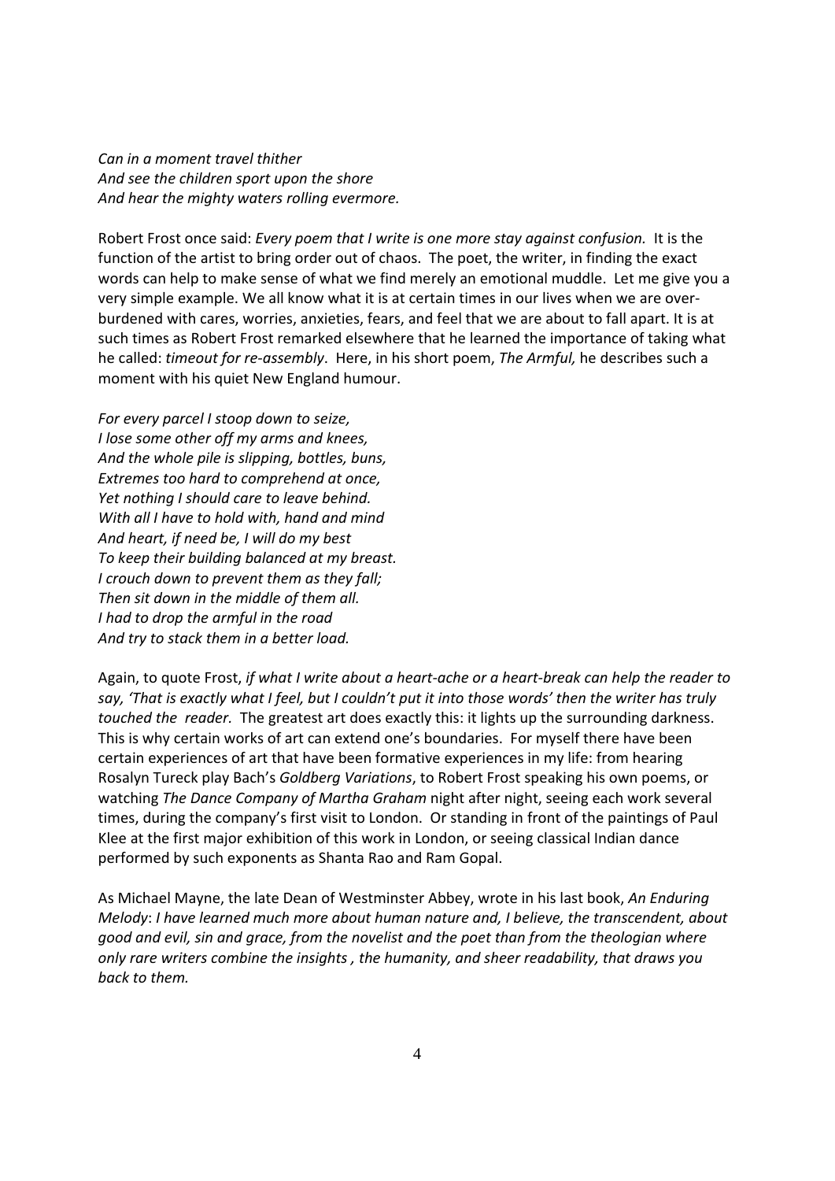*Can in a moment travel thither*
*And see the children sport upon the shore*
*And hear the mighty waters rolling evermore.*

Robert Frost once said: *Every poem that I write is one more stay against confusion.* It is the function of the artist to bring order out of chaos. The poet, the writer, in finding the exact words can help to make sense of what we find merely an emotional muddle. Let me give you a very simple example. We all know what it is at certain times in our lives when we are over-burdened with cares, worries, anxieties, fears, and feel that we are about to fall apart. It is at such times as Robert Frost remarked elsewhere that he learned the importance of taking what he called: *timeout for re-assembly*. Here, in his short poem, *The Armful,* he describes such a moment with his quiet New England humour.

*For every parcel I stoop down to seize,*
*I lose some other off my arms and knees,*
*And the whole pile is slipping, bottles, buns,*
*Extremes too hard to comprehend at once,*
*Yet nothing I should care to leave behind.*
*With all I have to hold with, hand and mind*
*And heart, if need be, I will do my best*
*To keep their building balanced at my breast.*
*I crouch down to prevent them as they fall;*
*Then sit down in the middle of them all.*
*I had to drop the armful in the road*
*And try to stack them in a better load.*

Again, to quote Frost, *if what I write about a heart-ache or a heart-break can help the reader to say, 'That is exactly what I feel, but I couldn't put it into those words' then the writer has truly touched the reader.* The greatest art does exactly this: it lights up the surrounding darkness. This is why certain works of art can extend one's boundaries. For myself there have been certain experiences of art that have been formative experiences in my life: from hearing Rosalyn Tureck play Bach's *Goldberg Variations*, to Robert Frost speaking his own poems, or watching *The Dance Company of Martha Graham* night after night, seeing each work several times, during the company's first visit to London. Or standing in front of the paintings of Paul Klee at the first major exhibition of this work in London, or seeing classical Indian dance performed by such exponents as Shanta Rao and Ram Gopal.

As Michael Mayne, the late Dean of Westminster Abbey, wrote in his last book, *An Enduring Melody*: *I have learned much more about human nature and, I believe, the transcendent, about good and evil, sin and grace, from the novelist and the poet than from the theologian where only rare writers combine the insights , the humanity, and sheer readability, that draws you back to them.*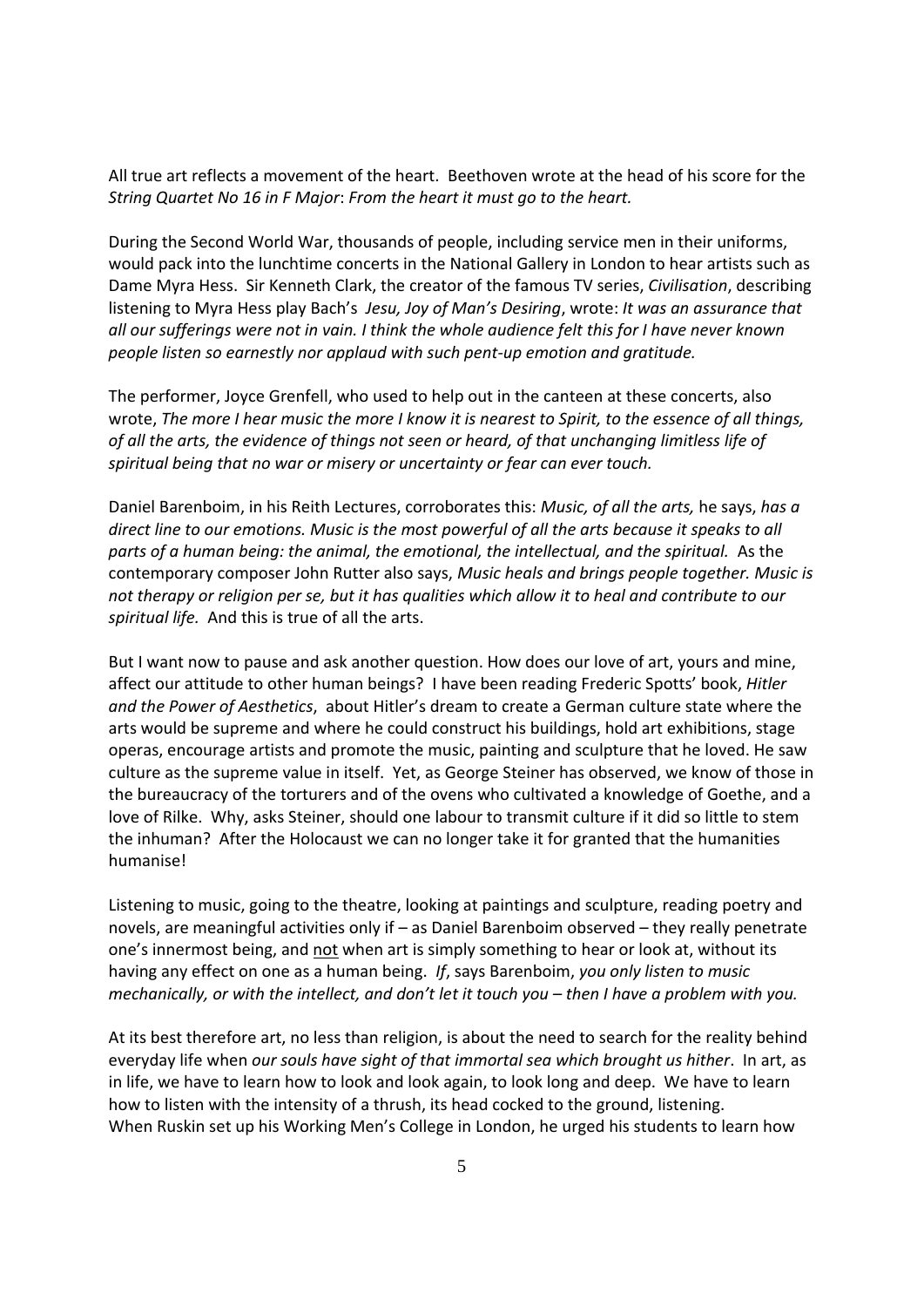All true art reflects a movement of the heart. Beethoven wrote at the head of his score for the *String Quartet No 16 in F Major*: *From the heart it must go to the heart.*

During the Second World War, thousands of people, including service men in their uniforms, would pack into the lunchtime concerts in the National Gallery in London to hear artists such as Dame Myra Hess. Sir Kenneth Clark, the creator of the famous TV series, *Civilisation*, describing listening to Myra Hess play Bach's *Jesu, Joy of Man's Desiring*, wrote: *It was an assurance that all our sufferings were not in vain. I think the whole audience felt this for I have never known people listen so earnestly nor applaud with such pent-up emotion and gratitude.*

The performer, Joyce Grenfell, who used to help out in the canteen at these concerts, also wrote, *The more I hear music the more I know it is nearest to Spirit, to the essence of all things, of all the arts, the evidence of things not seen or heard, of that unchanging limitless life of spiritual being that no war or misery or uncertainty or fear can ever touch.*

Daniel Barenboim, in his Reith Lectures, corroborates this: *Music, of all the arts,* he says, *has a direct line to our emotions. Music is the most powerful of all the arts because it speaks to all parts of a human being: the animal, the emotional, the intellectual, and the spiritual.* As the contemporary composer John Rutter also says, *Music heals and brings people together. Music is not therapy or religion per se, but it has qualities which allow it to heal and contribute to our spiritual life.* And this is true of all the arts.

But I want now to pause and ask another question. How does our love of art, yours and mine, affect our attitude to other human beings? I have been reading Frederic Spotts' book, *Hitler and the Power of Aesthetics*, about Hitler's dream to create a German culture state where the arts would be supreme and where he could construct his buildings, hold art exhibitions, stage operas, encourage artists and promote the music, painting and sculpture that he loved. He saw culture as the supreme value in itself. Yet, as George Steiner has observed, we know of those in the bureaucracy of the torturers and of the ovens who cultivated a knowledge of Goethe, and a love of Rilke. Why, asks Steiner, should one labour to transmit culture if it did so little to stem the inhuman? After the Holocaust we can no longer take it for granted that the humanities humanise!

Listening to music, going to the theatre, looking at paintings and sculpture, reading poetry and novels, are meaningful activities only if – as Daniel Barenboim observed – they really penetrate one's innermost being, and <u>not</u> when art is simply something to hear or look at, without its having any effect on one as a human being. *If*, says Barenboim, *you only listen to music mechanically, or with the intellect, and don't let it touch you – then I have a problem with you.*

At its best therefore art, no less than religion, is about the need to search for the reality behind everyday life when *our souls have sight of that immortal sea which brought us hither*. In art, as in life, we have to learn how to look and look again, to look long and deep. We have to learn how to listen with the intensity of a thrush, its head cocked to the ground, listening.
When Ruskin set up his Working Men's College in London, he urged his students to learn how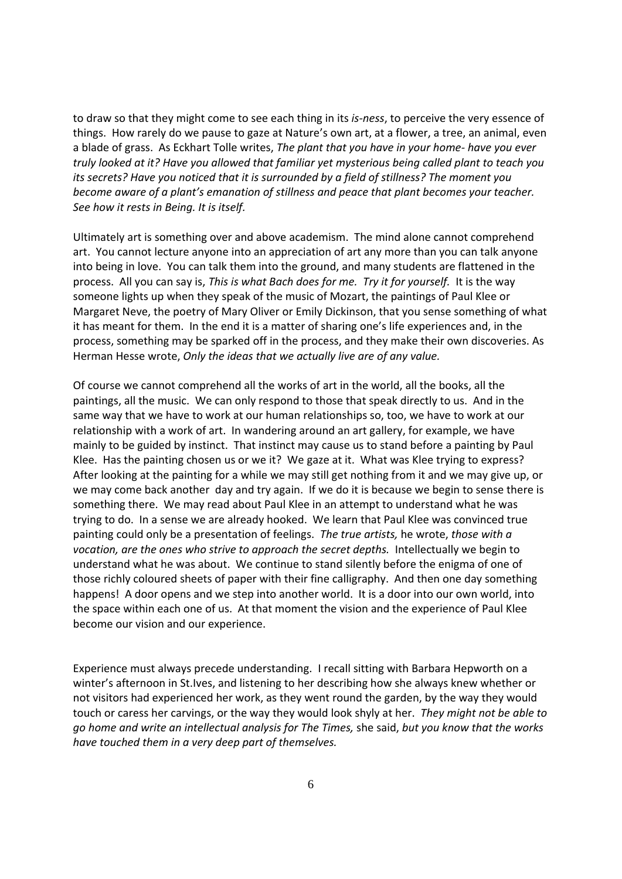to draw so that they might come to see each thing in its *is-ness*, to perceive the very essence of things. How rarely do we pause to gaze at Nature's own art, at a flower, a tree, an animal, even a blade of grass. As Eckhart Tolle writes, *The plant that you have in your home- have you ever truly looked at it? Have you allowed that familiar yet mysterious being called plant to teach you its secrets? Have you noticed that it is surrounded by a field of stillness? The moment you become aware of a plant's emanation of stillness and peace that plant becomes your teacher. See how it rests in Being. It is itself.*

Ultimately art is something over and above academism. The mind alone cannot comprehend art. You cannot lecture anyone into an appreciation of art any more than you can talk anyone into being in love. You can talk them into the ground, and many students are flattened in the process. All you can say is, *This is what Bach does for me. Try it for yourself.* It is the way someone lights up when they speak of the music of Mozart, the paintings of Paul Klee or Margaret Neve, the poetry of Mary Oliver or Emily Dickinson, that you sense something of what it has meant for them. In the end it is a matter of sharing one's life experiences and, in the process, something may be sparked off in the process, and they make their own discoveries. As Herman Hesse wrote, *Only the ideas that we actually live are of any value.*

Of course we cannot comprehend all the works of art in the world, all the books, all the paintings, all the music. We can only respond to those that speak directly to us. And in the same way that we have to work at our human relationships so, too, we have to work at our relationship with a work of art. In wandering around an art gallery, for example, we have mainly to be guided by instinct. That instinct may cause us to stand before a painting by Paul Klee. Has the painting chosen us or we it? We gaze at it. What was Klee trying to express? After looking at the painting for a while we may still get nothing from it and we may give up, or we may come back another day and try again. If we do it is because we begin to sense there is something there. We may read about Paul Klee in an attempt to understand what he was trying to do. In a sense we are already hooked. We learn that Paul Klee was convinced true painting could only be a presentation of feelings. *The true artists,* he wrote, *those with a vocation, are the ones who strive to approach the secret depths.* Intellectually we begin to understand what he was about. We continue to stand silently before the enigma of one of those richly coloured sheets of paper with their fine calligraphy. And then one day something happens! A door opens and we step into another world. It is a door into our own world, into the space within each one of us. At that moment the vision and the experience of Paul Klee become our vision and our experience.

Experience must always precede understanding. I recall sitting with Barbara Hepworth on a winter's afternoon in St.Ives, and listening to her describing how she always knew whether or not visitors had experienced her work, as they went round the garden, by the way they would touch or caress her carvings, or the way they would look shyly at her. *They might not be able to go home and write an intellectual analysis for The Times,* she said, *but you know that the works have touched them in a very deep part of themselves.*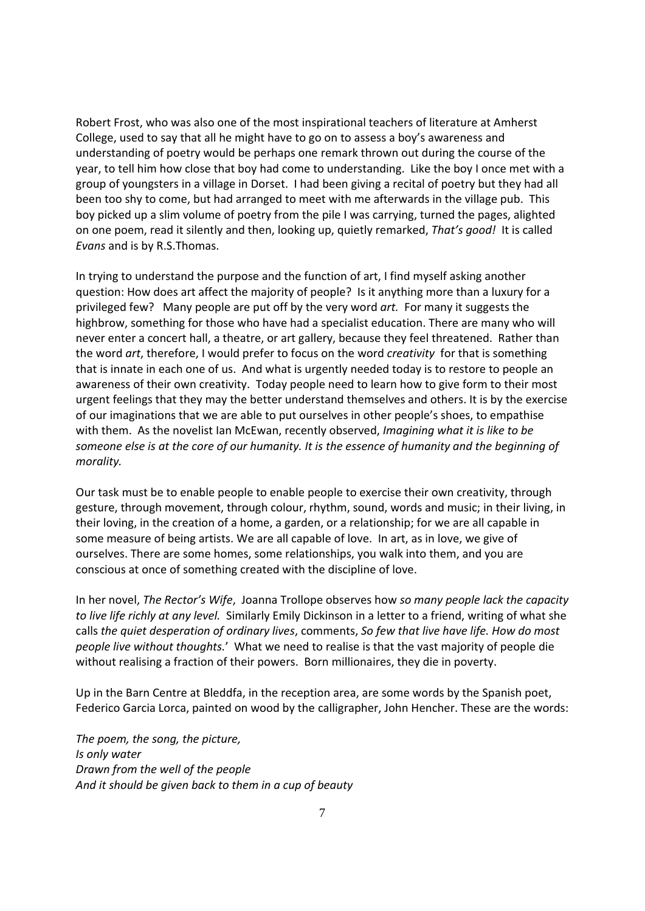Robert Frost, who was also one of the most inspirational teachers of literature at Amherst College, used to say that all he might have to go on to assess a boy's awareness and understanding of poetry would be perhaps one remark thrown out during the course of the year, to tell him how close that boy had come to understanding. Like the boy I once met with a group of youngsters in a village in Dorset. I had been giving a recital of poetry but they had all been too shy to come, but had arranged to meet with me afterwards in the village pub. This boy picked up a slim volume of poetry from the pile I was carrying, turned the pages, alighted on one poem, read it silently and then, looking up, quietly remarked, *That's good!* It is called *Evans* and is by R.S.Thomas.

In trying to understand the purpose and the function of art, I find myself asking another question: How does art affect the majority of people? Is it anything more than a luxury for a privileged few? Many people are put off by the very word *art.* For many it suggests the highbrow, something for those who have had a specialist education. There are many who will never enter a concert hall, a theatre, or art gallery, because they feel threatened. Rather than the word *art*, therefore, I would prefer to focus on the word *creativity* for that is something that is innate in each one of us. And what is urgently needed today is to restore to people an awareness of their own creativity. Today people need to learn how to give form to their most urgent feelings that they may the better understand themselves and others. It is by the exercise of our imaginations that we are able to put ourselves in other people's shoes, to empathise with them. As the novelist Ian McEwan, recently observed, *Imagining what it is like to be someone else is at the core of our humanity. It is the essence of humanity and the beginning of morality.*

Our task must be to enable people to enable people to exercise their own creativity, through gesture, through movement, through colour, rhythm, sound, words and music; in their living, in their loving, in the creation of a home, a garden, or a relationship; for we are all capable in some measure of being artists. We are all capable of love. In art, as in love, we give of ourselves. There are some homes, some relationships, you walk into them, and you are conscious at once of something created with the discipline of love.

In her novel, *The Rector's Wife*, Joanna Trollope observes how *so many people lack the capacity to live life richly at any level.* Similarly Emily Dickinson in a letter to a friend, writing of what she calls *the quiet desperation of ordinary lives*, comments, *So few that live have life. How do most people live without thoughts.*' What we need to realise is that the vast majority of people die without realising a fraction of their powers. Born millionaires, they die in poverty.

Up in the Barn Centre at Bleddfa, in the reception area, are some words by the Spanish poet, Federico Garcia Lorca, painted on wood by the calligrapher, John Hencher. These are the words:

*The poem, the song, the picture,*  
*Is only water*  
*Drawn from the well of the people*  
*And it should be given back to them in a cup of beauty*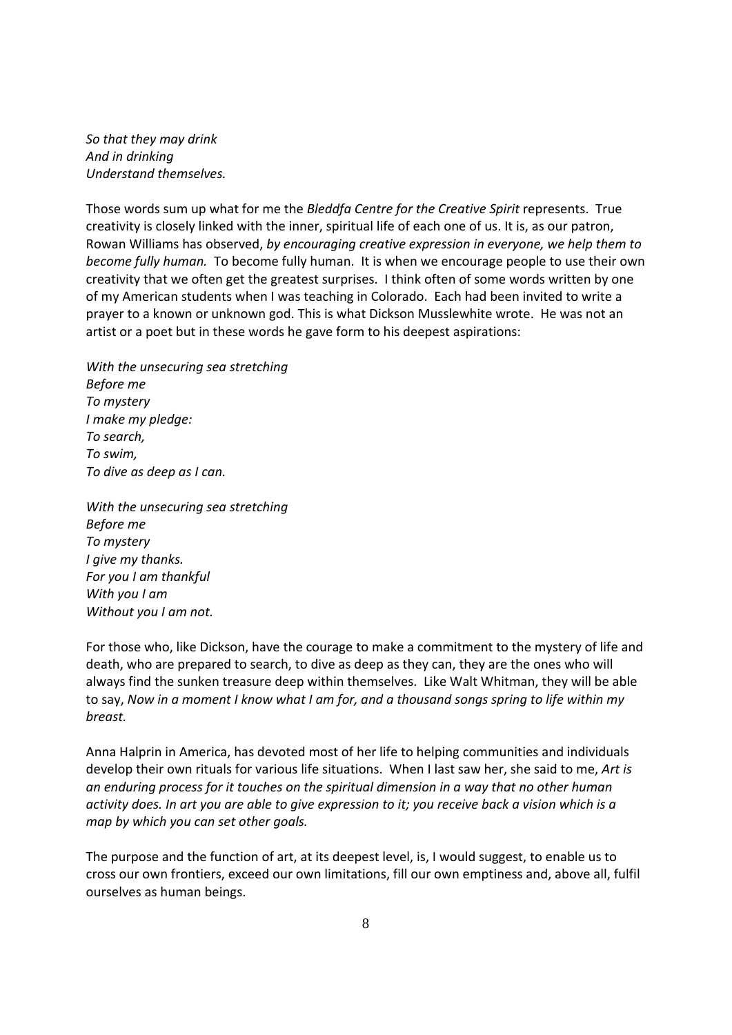*So that they may drink*
*And in drinking*
*Understand themselves.*

Those words sum up what for me the *Bleddfa Centre for the Creative Spirit* represents. True creativity is closely linked with the inner, spiritual life of each one of us. It is, as our patron, Rowan Williams has observed, *by encouraging creative expression in everyone, we help them to become fully human.* To become fully human. It is when we encourage people to use their own creativity that we often get the greatest surprises. I think often of some words written by one of my American students when I was teaching in Colorado. Each had been invited to write a prayer to a known or unknown god. This is what Dickson Musslewhite wrote. He was not an artist or a poet but in these words he gave form to his deepest aspirations:

*With the unsecuring sea stretching*
*Before me*
*To mystery*
*I make my pledge:*
*To search,*
*To swim,*
*To dive as deep as I can.*

*With the unsecuring sea stretching*
*Before me*
*To mystery*
*I give my thanks.*
*For you I am thankful*
*With you I am*
*Without you I am not.*

For those who, like Dickson, have the courage to make a commitment to the mystery of life and death, who are prepared to search, to dive as deep as they can, they are the ones who will always find the sunken treasure deep within themselves. Like Walt Whitman, they will be able to say, *Now in a moment I know what I am for, and a thousand songs spring to life within my breast.*

Anna Halprin in America, has devoted most of her life to helping communities and individuals develop their own rituals for various life situations. When I last saw her, she said to me, *Art is an enduring process for it touches on the spiritual dimension in a way that no other human activity does. In art you are able to give expression to it; you receive back a vision which is a map by which you can set other goals.*

The purpose and the function of art, at its deepest level, is, I would suggest, to enable us to cross our own frontiers, exceed our own limitations, fill our own emptiness and, above all, fulfil ourselves as human beings.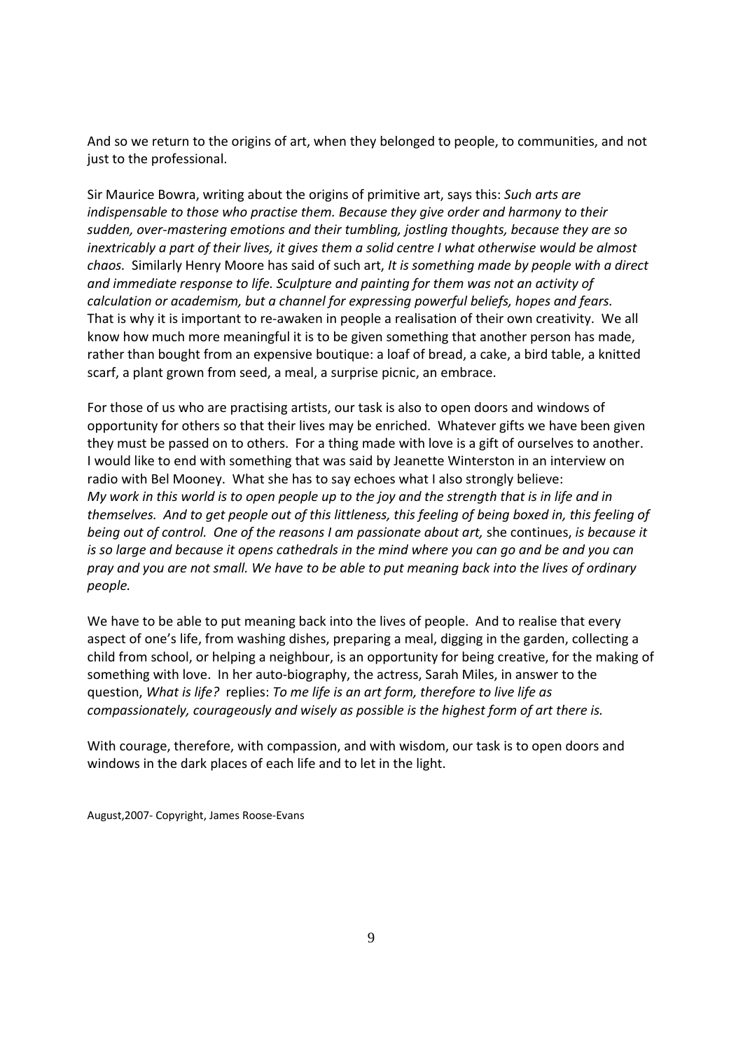And so we return to the origins of art, when they belonged to people, to communities, and not just to the professional.

Sir Maurice Bowra, writing about the origins of primitive art, says this: *Such arts are indispensable to those who practise them. Because they give order and harmony to their sudden, over-mastering emotions and their tumbling, jostling thoughts, because they are so inextricably a part of their lives, it gives them a solid centre I what otherwise would be almost chaos.* Similarly Henry Moore has said of such art, *It is something made by people with a direct and immediate response to life. Sculpture and painting for them was not an activity of calculation or academism, but a channel for expressing powerful beliefs, hopes and fears.* That is why it is important to re-awaken in people a realisation of their own creativity. We all know how much more meaningful it is to be given something that another person has made, rather than bought from an expensive boutique: a loaf of bread, a cake, a bird table, a knitted scarf, a plant grown from seed, a meal, a surprise picnic, an embrace.

For those of us who are practising artists, our task is also to open doors and windows of opportunity for others so that their lives may be enriched. Whatever gifts we have been given they must be passed on to others. For a thing made with love is a gift of ourselves to another. I would like to end with something that was said by Jeanette Winterston in an interview on radio with Bel Mooney. What she has to say echoes what I also strongly believe: *My work in this world is to open people up to the joy and the strength that is in life and in themselves. And to get people out of this littleness, this feeling of being boxed in, this feeling of being out of control. One of the reasons I am passionate about art,* she continues, *is because it is so large and because it opens cathedrals in the mind where you can go and be and you can pray and you are not small. We have to be able to put meaning back into the lives of ordinary people.*

We have to be able to put meaning back into the lives of people. And to realise that every aspect of one's life, from washing dishes, preparing a meal, digging in the garden, collecting a child from school, or helping a neighbour, is an opportunity for being creative, for the making of something with love. In her auto-biography, the actress, Sarah Miles, in answer to the question, *What is life?* replies: *To me life is an art form, therefore to live life as compassionately, courageously and wisely as possible is the highest form of art there is.*

With courage, therefore, with compassion, and with wisdom, our task is to open doors and windows in the dark places of each life and to let in the light.

August,2007- Copyright, James Roose-Evans